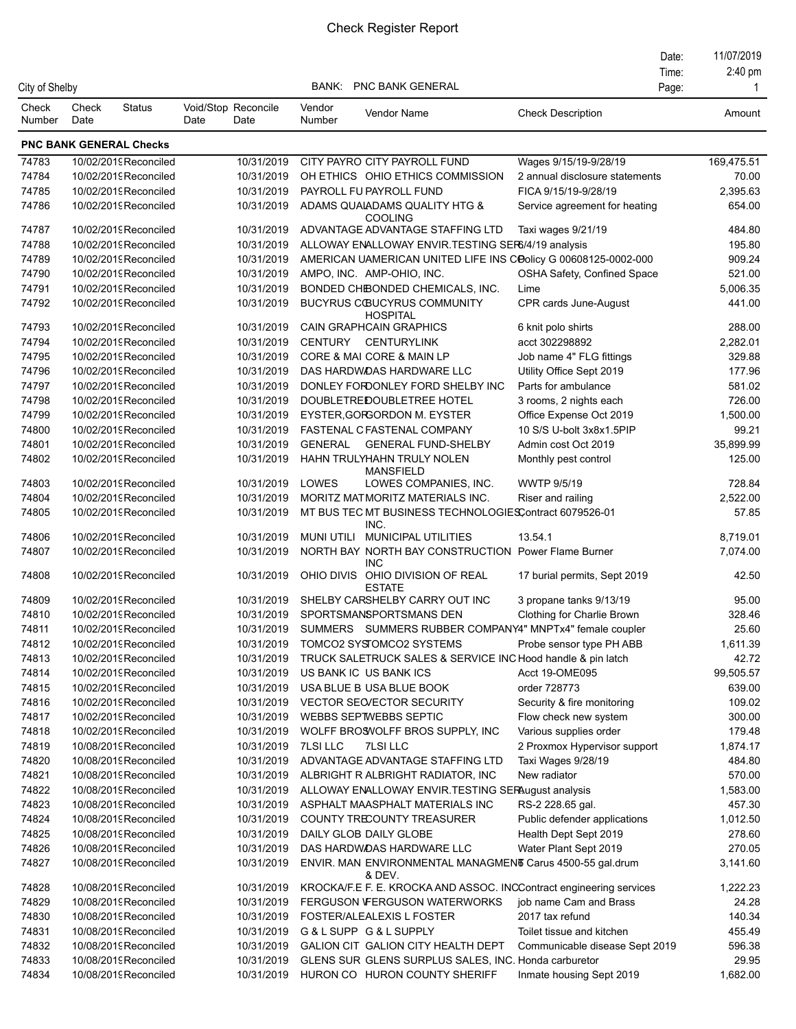# Check Register Report

| | | | |
|---|---|---|---|
| City of Shelby | BANK: PNC BANK GENERAL | Date: | 11/07/2019 |
| | | Time: | 2:40 pm |
| | | Page: | 1 |

| Check Number | Check Date | Status | Void/Stop Date | Reconcile Date | Vendor Number | Vendor Name | Check Description | Amount |
|---|---|---|---|---|---|---|---|---|
| **PNC BANK GENERAL Checks** | | | | | | | | |
| 74783 | 10/02/2019 | Reconciled | | 10/31/2019 | CITY PAYRO | CITY PAYROLL FUND | Wages 9/15/19-9/28/19 | 169,475.51 |
| 74784 | 10/02/2019 | Reconciled | | 10/31/2019 | OH ETHICS | OHIO ETHICS COMMISSION | 2 annual disclosure statements | 70.00 |
| 74785 | 10/02/2019 | Reconciled | | 10/31/2019 | PAYROLL FU | PAYROLL FUND | FICA 9/15/19-9/28/19 | 2,395.63 |
| 74786 | 10/02/2019 | Reconciled | | 10/31/2019 | ADAMS QUAL | ADAMS QUALITY HTG & COOLING | Service agreement for heating | 654.00 |
| 74787 | 10/02/2019 | Reconciled | | 10/31/2019 | ADVANTAGE | ADVANTAGE STAFFING LTD | Taxi wages 9/21/19 | 484.80 |
| 74788 | 10/02/2019 | Reconciled | | 10/31/2019 | ALLOWAY EN | ALLOWAY ENVIR.TESTING SER | 6/4/19 analysis | 195.80 |
| 74789 | 10/02/2019 | Reconciled | | 10/31/2019 | AMERICAN U | AMERICAN UNITED LIFE INS CO | Policy G 00608125-0002-000 | 909.24 |
| 74790 | 10/02/2019 | Reconciled | | 10/31/2019 | AMPO, INC. | AMP-OHIO, INC. | OSHA Safety, Confined Space | 521.00 |
| 74791 | 10/02/2019 | Reconciled | | 10/31/2019 | BONDED CHE | BONDED CHEMICALS, INC. | Lime | 5,006.35 |
| 74792 | 10/02/2019 | Reconciled | | 10/31/2019 | BUCYRUS CO | BUCYRUS COMMUNITY HOSPITAL | CPR cards June-August | 441.00 |
| 74793 | 10/02/2019 | Reconciled | | 10/31/2019 | CAIN GRAPH | CAIN GRAPHICS | 6 knit polo shirts | 288.00 |
| 74794 | 10/02/2019 | Reconciled | | 10/31/2019 | CENTURY | CENTURYLINK | acct 302298892 | 2,282.01 |
| 74795 | 10/02/2019 | Reconciled | | 10/31/2019 | CORE & MAI | CORE & MAIN LP | Job name 4" FLG fittings | 329.88 |
| 74796 | 10/02/2019 | Reconciled | | 10/31/2019 | DAS HARDWA | DAS HARDWARE LLC | Utility Office Sept 2019 | 177.96 |
| 74797 | 10/02/2019 | Reconciled | | 10/31/2019 | DONLEY FOR | DONLEY FORD SHELBY INC | Parts for ambulance | 581.02 |
| 74798 | 10/02/2019 | Reconciled | | 10/31/2019 | DOUBLETREE | DOUBLETREE HOTEL | 3 rooms, 2 nights each | 726.00 |
| 74799 | 10/02/2019 | Reconciled | | 10/31/2019 | EYSTER,GOR | GORDON M. EYSTER | Office Expense Oct 2019 | 1,500.00 |
| 74800 | 10/02/2019 | Reconciled | | 10/31/2019 | FASTENAL C | FASTENAL COMPANY | 10 S/S U-bolt 3x8x1.5PIP | 99.21 |
| 74801 | 10/02/2019 | Reconciled | | 10/31/2019 | GENERAL | GENERAL FUND-SHELBY | Admin cost Oct 2019 | 35,899.99 |
| 74802 | 10/02/2019 | Reconciled | | 10/31/2019 | HAHN TRULY | HAHN TRULY NOLEN MANSFIELD | Monthly pest control | 125.00 |
| 74803 | 10/02/2019 | Reconciled | | 10/31/2019 | LOWES | LOWES COMPANIES, INC. | WWTP 9/5/19 | 728.84 |
| 74804 | 10/02/2019 | Reconciled | | 10/31/2019 | MORITZ MAT | MORITZ MATERIALS INC. | Riser and railing | 2,522.00 |
| 74805 | 10/02/2019 | Reconciled | | 10/31/2019 | MT BUS TEC | MT BUSINESS TECHNOLOGIES, INC. | Contract 6079526-01 | 57.85 |
| 74806 | 10/02/2019 | Reconciled | | 10/31/2019 | MUNI UTILI | MUNICIPAL UTILITIES | 13.54.1 | 8,719.01 |
| 74807 | 10/02/2019 | Reconciled | | 10/31/2019 | NORTH BAY | NORTH BAY CONSTRUCTION INC | Power Flame Burner | 7,074.00 |
| 74808 | 10/02/2019 | Reconciled | | 10/31/2019 | OHIO DIVIS | OHIO DIVISION OF REAL ESTATE | 17 burial permits, Sept 2019 | 42.50 |
| 74809 | 10/02/2019 | Reconciled | | 10/31/2019 | SHELBY CAR | SHELBY CARRY OUT INC | 3 propane tanks 9/13/19 | 95.00 |
| 74810 | 10/02/2019 | Reconciled | | 10/31/2019 | SPORTSMANS | SPORTSMANS DEN | Clothing for Charlie Brown | 328.46 |
| 74811 | 10/02/2019 | Reconciled | | 10/31/2019 | SUMMERS | SUMMERS RUBBER COMPANY | 4" MNPTx4" female coupler | 25.60 |
| 74812 | 10/02/2019 | Reconciled | | 10/31/2019 | TOMCO2 SYS | TOMCO2 SYSTEMS | Probe sensor type PH ABB | 1,611.39 |
| 74813 | 10/02/2019 | Reconciled | | 10/31/2019 | TRUCK SALE | TRUCK SALES & SERVICE INC | Hood handle & pin latch | 42.72 |
| 74814 | 10/02/2019 | Reconciled | | 10/31/2019 | US BANK IC | US BANK ICS | Acct 19-OME095 | 99,505.57 |
| 74815 | 10/02/2019 | Reconciled | | 10/31/2019 | USA BLUE B | USA BLUE BOOK | order 728773 | 639.00 |
| 74816 | 10/02/2019 | Reconciled | | 10/31/2019 | VECTOR SEC | VECTOR SECURITY | Security & fire monitoring | 109.02 |
| 74817 | 10/02/2019 | Reconciled | | 10/31/2019 | WEBBS SEPT | WEBBS SEPTIC | Flow check new system | 300.00 |
| 74818 | 10/02/2019 | Reconciled | | 10/31/2019 | WOLFF BROS | WOLFF BROS SUPPLY, INC | Various supplies order | 179.48 |
| 74819 | 10/08/2019 | Reconciled | | 10/31/2019 | 7LSI LLC | 7LSI LLC | 2 Proxmox Hypervisor support | 1,874.17 |
| 74820 | 10/08/2019 | Reconciled | | 10/31/2019 | ADVANTAGE | ADVANTAGE STAFFING LTD | Taxi Wages 9/28/19 | 484.80 |
| 74821 | 10/08/2019 | Reconciled | | 10/31/2019 | ALBRIGHT R | ALBRIGHT RADIATOR, INC | New radiator | 570.00 |
| 74822 | 10/08/2019 | Reconciled | | 10/31/2019 | ALLOWAY EN | ALLOWAY ENVIR.TESTING SER | August analysis | 1,583.00 |
| 74823 | 10/08/2019 | Reconciled | | 10/31/2019 | ASPHALT MA | ASPHALT MATERIALS INC | RS-2 228.65 gal. | 457.30 |
| 74824 | 10/08/2019 | Reconciled | | 10/31/2019 | COUNTY TRE | COUNTY TREASURER | Public defender applications | 1,012.50 |
| 74825 | 10/08/2019 | Reconciled | | 10/31/2019 | DAILY GLOB | DAILY GLOBE | Health Dept Sept 2019 | 278.60 |
| 74826 | 10/08/2019 | Reconciled | | 10/31/2019 | DAS HARDWA | DAS HARDWARE LLC | Water Plant Sept 2019 | 270.05 |
| 74827 | 10/08/2019 | Reconciled | | 10/31/2019 | ENVIR. MAN | ENVIRONMENTAL MANAGMENT & DEV. | Carus 4500-55 gal.drum | 3,141.60 |
| 74828 | 10/08/2019 | Reconciled | | 10/31/2019 | KROCKA/F.E | F. E. KROCKA AND ASSOC. INC | Contract engineering services | 1,222.23 |
| 74829 | 10/08/2019 | Reconciled | | 10/31/2019 | FERGUSON W | FERGUSON WATERWORKS | job name Cam and Brass | 24.28 |
| 74830 | 10/08/2019 | Reconciled | | 10/31/2019 | FOSTER/ALE | ALEXIS L FOSTER | 2017 tax refund | 140.34 |
| 74831 | 10/08/2019 | Reconciled | | 10/31/2019 | G & L SUPP | G & L SUPPLY | Toilet tissue and kitchen | 455.49 |
| 74832 | 10/08/2019 | Reconciled | | 10/31/2019 | GALION CIT | GALION CITY HEALTH DEPT | Communicable disease Sept 2019 | 596.38 |
| 74833 | 10/08/2019 | Reconciled | | 10/31/2019 | GLENS SUR | GLENS SURPLUS SALES, INC. | Honda carburetor | 29.95 |
| 74834 | 10/08/2019 | Reconciled | | 10/31/2019 | HURON CO | HURON COUNTY SHERIFF | Inmate housing Sept 2019 | 1,682.00 |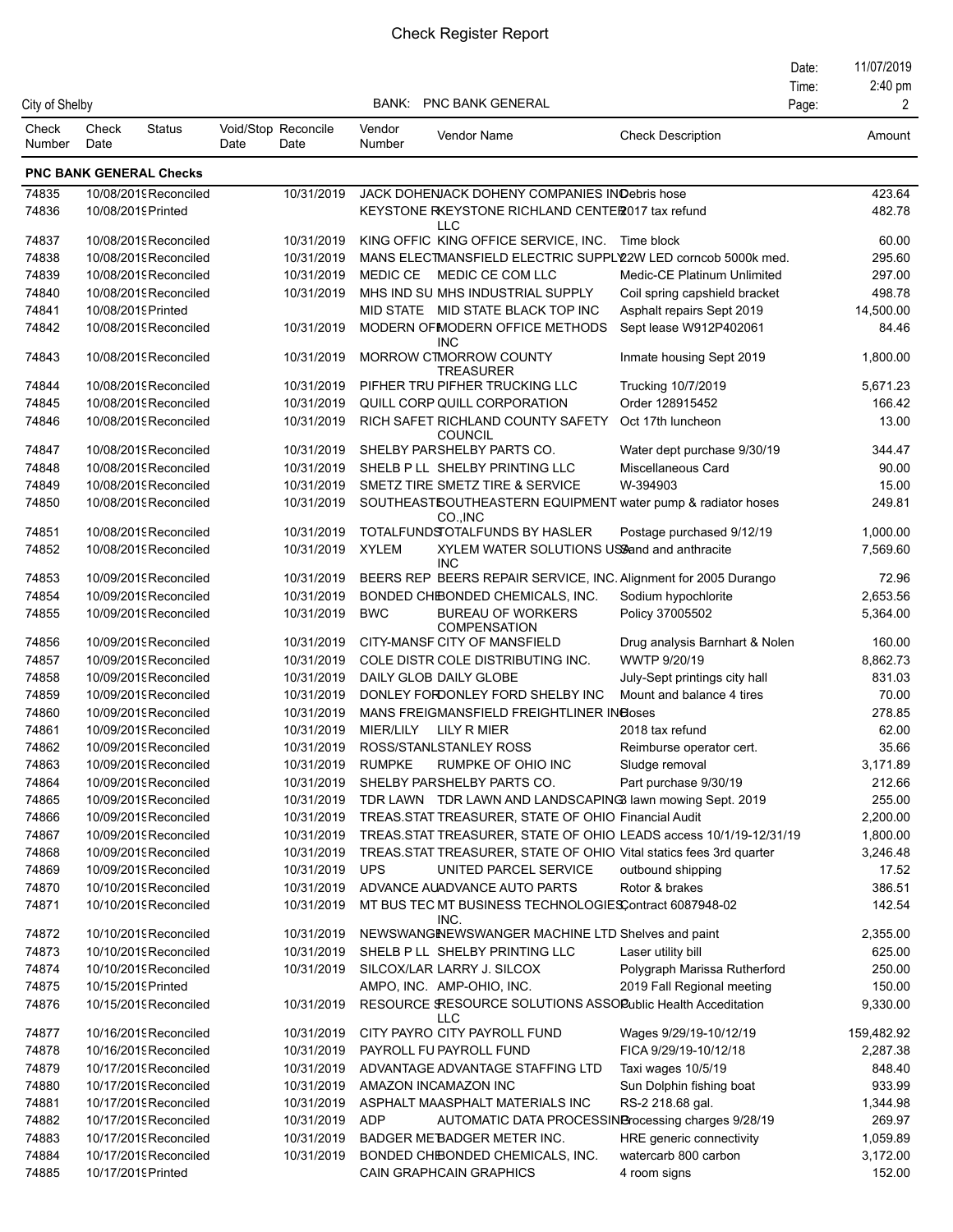# Check Register Report

City of Shelby

BANK: PNC BANK GENERAL

Date: 11/07/2019
Time: 2:40 pm

| Check Number | Check Date | Status | Void/Stop Date | Reconcile Date | Vendor Number | Vendor Name | Check Description | Amount |
|---|---|---|---|---|---|---|---|---|
| **PNC BANK GENERAL Checks** | | | | | | | | |
| 74835 | 10/08/2019 | Reconciled | | 10/31/2019 | JACK DOHEN | JACK DOHENY COMPANIES INC | Debris hose | 423.64 |
| 74836 | 10/08/2019 | Printed | | | KEYSTONE R | KEYSTONE RICHLAND CENTER LLC | 2017 tax refund | 482.78 |
| 74837 | 10/08/2019 | Reconciled | | 10/31/2019 | KING OFFIC | KING OFFICE SERVICE, INC. | Time block | 60.00 |
| 74838 | 10/08/2019 | Reconciled | | 10/31/2019 | MANS ELECT | MANSFIELD ELECTRIC SUPPLY | 22W LED corncob 5000k med. | 295.60 |
| 74839 | 10/08/2019 | Reconciled | | 10/31/2019 | MEDIC CE | MEDIC CE COM LLC | Medic-CE Platinum Unlimited | 297.00 |
| 74840 | 10/08/2019 | Reconciled | | 10/31/2019 | MHS IND SU | MHS INDUSTRIAL SUPPLY | Coil spring capshield bracket | 498.78 |
| 74841 | 10/08/2019 | Printed | | | MID STATE | MID STATE BLACK TOP INC | Asphalt repairs Sept 2019 | 14,500.00 |
| 74842 | 10/08/2019 | Reconciled | | 10/31/2019 | MODERN OF | MODERN OFFICE METHODS INC | Sept lease W912P402061 | 84.46 |
| 74843 | 10/08/2019 | Reconciled | | 10/31/2019 | MORROW CT | MORROW COUNTY TREASURER | Inmate housing Sept 2019 | 1,800.00 |
| 74844 | 10/08/2019 | Reconciled | | 10/31/2019 | PIFHER TRU | PIFHER TRUCKING LLC | Trucking 10/7/2019 | 5,671.23 |
| 74845 | 10/08/2019 | Reconciled | | 10/31/2019 | QUILL CORP | QUILL CORPORATION | Order 128915452 | 166.42 |
| 74846 | 10/08/2019 | Reconciled | | 10/31/2019 | RICH SAFET | RICHLAND COUNTY SAFETY COUNCIL | Oct 17th luncheon | 13.00 |
| 74847 | 10/08/2019 | Reconciled | | 10/31/2019 | SHELBY PAR | SHELBY PARTS CO. | Water dept purchase 9/30/19 | 344.47 |
| 74848 | 10/08/2019 | Reconciled | | 10/31/2019 | SHELB P LL | SHELBY PRINTING LLC | Miscellaneous Card | 90.00 |
| 74849 | 10/08/2019 | Reconciled | | 10/31/2019 | SMETZ TIRE | SMETZ TIRE & SERVICE | W-394903 | 15.00 |
| 74850 | 10/08/2019 | Reconciled | | 10/31/2019 | SOUTHEAST | SOUTHEASTERN EQUIPMENT CO.,INC | water pump & radiator hoses | 249.81 |
| 74851 | 10/08/2019 | Reconciled | | 10/31/2019 | TOTALFUNDS | TOTALFUNDS BY HASLER | Postage purchased 9/12/19 | 1,000.00 |
| 74852 | 10/08/2019 | Reconciled | | 10/31/2019 | XYLEM | XYLEM WATER SOLUTIONS USA INC | Sand and anthracite | 7,569.60 |
| 74853 | 10/09/2019 | Reconciled | | 10/31/2019 | BEERS REP | BEERS REPAIR SERVICE, INC. | Alignment for 2005 Durango | 72.96 |
| 74854 | 10/09/2019 | Reconciled | | 10/31/2019 | BONDED CH | BONDED CHEMICALS, INC. | Sodium hypochlorite | 2,653.56 |
| 74855 | 10/09/2019 | Reconciled | | 10/31/2019 | BWC | BUREAU OF WORKERS COMPENSATION | Policy 37005502 | 5,364.00 |
| 74856 | 10/09/2019 | Reconciled | | 10/31/2019 | CITY-MANSF | CITY OF MANSFIELD | Drug analysis Barnhart & Nolen | 160.00 |
| 74857 | 10/09/2019 | Reconciled | | 10/31/2019 | COLE DISTR | COLE DISTRIBUTING INC. | WWTP 9/20/19 | 8,862.73 |
| 74858 | 10/09/2019 | Reconciled | | 10/31/2019 | DAILY GLOB | DAILY GLOBE | July-Sept printings city hall | 831.03 |
| 74859 | 10/09/2019 | Reconciled | | 10/31/2019 | DONLEY FOR | DONLEY FORD SHELBY INC | Mount and balance 4 tires | 70.00 |
| 74860 | 10/09/2019 | Reconciled | | 10/31/2019 | MANS FREIG | MANSFIELD FREIGHTLINER INC | Hoses | 278.85 |
| 74861 | 10/09/2019 | Reconciled | | 10/31/2019 | MIER/LILY | LILY R MIER | 2018 tax refund | 62.00 |
| 74862 | 10/09/2019 | Reconciled | | 10/31/2019 | ROSS/STANL | STANLEY ROSS | Reimburse operator cert. | 35.66 |
| 74863 | 10/09/2019 | Reconciled | | 10/31/2019 | RUMPKE | RUMPKE OF OHIO INC | Sludge removal | 3,171.89 |
| 74864 | 10/09/2019 | Reconciled | | 10/31/2019 | SHELBY PAR | SHELBY PARTS CO. | Part purchase 9/30/19 | 212.66 |
| 74865 | 10/09/2019 | Reconciled | | 10/31/2019 | TDR LAWN | TDR LAWN AND LANDSCAPING | 3 lawn mowing Sept. 2019 | 255.00 |
| 74866 | 10/09/2019 | Reconciled | | 10/31/2019 | TREAS.STAT | TREASURER, STATE OF OHIO | Financial Audit | 2,200.00 |
| 74867 | 10/09/2019 | Reconciled | | 10/31/2019 | TREAS.STAT | TREASURER, STATE OF OHIO | LEADS access 10/1/19-12/31/19 | 1,800.00 |
| 74868 | 10/09/2019 | Reconciled | | 10/31/2019 | TREAS.STAT | TREASURER, STATE OF OHIO | Vital statics fees 3rd quarter | 3,246.48 |
| 74869 | 10/09/2019 | Reconciled | | 10/31/2019 | UPS | UNITED PARCEL SERVICE | outbound shipping | 17.52 |
| 74870 | 10/10/2019 | Reconciled | | 10/31/2019 | ADVANCE AU | ADVANCE AUTO PARTS | Rotor & brakes | 386.51 |
| 74871 | 10/10/2019 | Reconciled | | 10/31/2019 | MT BUS TEC | MT BUSINESS TECHNOLOGIES, INC. | Contract 6087948-02 | 142.54 |
| 74872 | 10/10/2019 | Reconciled | | 10/31/2019 | NEWSWANGE | NEWSWANGER MACHINE LTD | Shelves and paint | 2,355.00 |
| 74873 | 10/10/2019 | Reconciled | | 10/31/2019 | SHELB P LL | SHELBY PRINTING LLC | Laser utility bill | 625.00 |
| 74874 | 10/10/2019 | Reconciled | | 10/31/2019 | SILCOX/LAR | LARRY J. SILCOX | Polygraph Marissa Rutherford | 250.00 |
| 74875 | 10/15/2019 | Printed | | | AMPO, INC. | AMP-OHIO, INC. | 2019 Fall Regional meeting | 150.00 |
| 74876 | 10/15/2019 | Reconciled | | 10/31/2019 | RESOURCE S | RESOURCE SOLUTIONS ASSOC LLC | Public Health Acceditation | 9,330.00 |
| 74877 | 10/16/2019 | Reconciled | | 10/31/2019 | CITY PAYRO | CITY PAYROLL FUND | Wages 9/29/19-10/12/19 | 159,482.92 |
| 74878 | 10/16/2019 | Reconciled | | 10/31/2019 | PAYROLL FU | PAYROLL FUND | FICA 9/29/19-10/12/18 | 2,287.38 |
| 74879 | 10/17/2019 | Reconciled | | 10/31/2019 | ADVANTAGE | ADVANTAGE STAFFING LTD | Taxi wages 10/5/19 | 848.40 |
| 74880 | 10/17/2019 | Reconciled | | 10/31/2019 | AMAZON INC | AMAZON INC | Sun Dolphin fishing boat | 933.99 |
| 74881 | 10/17/2019 | Reconciled | | 10/31/2019 | ASPHALT MA | ASPHALT MATERIALS INC | RS-2 218.68 gal. | 1,344.98 |
| 74882 | 10/17/2019 | Reconciled | | 10/31/2019 | ADP | AUTOMATIC DATA PROCESSING | Processing charges 9/28/19 | 269.97 |
| 74883 | 10/17/2019 | Reconciled | | 10/31/2019 | BADGER MET | BADGER METER INC. | HRE generic connectivity | 1,059.89 |
| 74884 | 10/17/2019 | Reconciled | | 10/31/2019 | BONDED CH | BONDED CHEMICALS, INC. | watercarb 800 carbon | 3,172.00 |
| 74885 | 10/17/2019 | Printed | | | CAIN GRAPH | CAIN GRAPHICS | 4 room signs | 152.00 |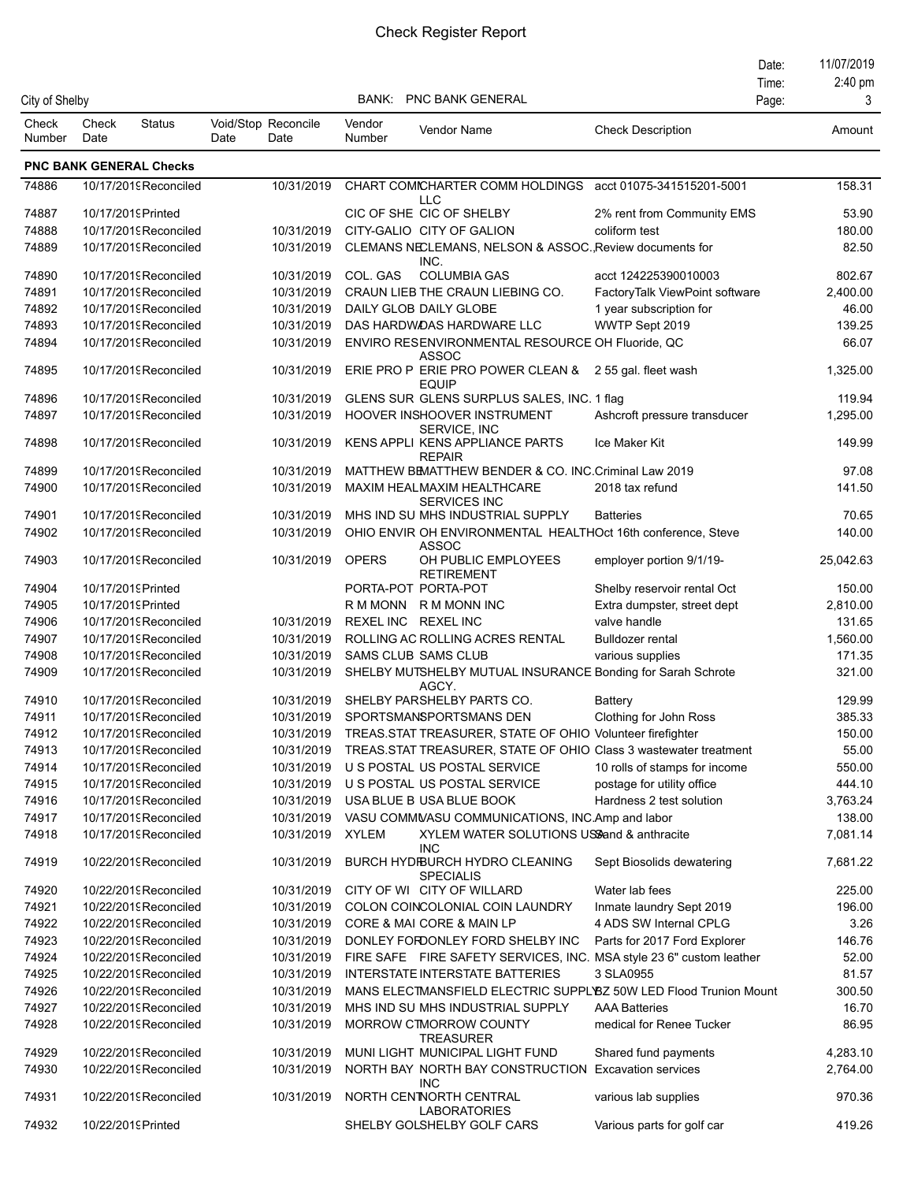# Check Register Report

City of Shelby

BANK: PNC BANK GENERAL

Date: 11/07/2019
Time: 2:40 pm

| Check Number | Check Date | Status | Void/Stop Date | Reconcile Date | Vendor Number | Vendor Name | Check Description | Amount |
|---|---|---|---|---|---|---|---|---|
| **PNC BANK GENERAL Checks** | | | | | | | | |
| 74886 | 10/17/2019 | Reconciled | | 10/31/2019 | CHART COMI | CHARTER COMM HOLDINGS LLC | acct 01075-341515201-5001 | 158.31 |
| 74887 | 10/17/2019 | Printed | | | CIC OF SHE | CIC OF SHELBY | 2% rent from Community EMS | 53.90 |
| 74888 | 10/17/2019 | Reconciled | | 10/31/2019 | CITY-GALIO | CITY OF GALION | coliform test | 180.00 |
| 74889 | 10/17/2019 | Reconciled | | 10/31/2019 | CLEMANS NE | CLEMANS, NELSON & ASSOC., INC. | Review documents for | 82.50 |
| 74890 | 10/17/2019 | Reconciled | | 10/31/2019 | COL. GAS | COLUMBIA GAS | acct 124225390010003 | 802.67 |
| 74891 | 10/17/2019 | Reconciled | | 10/31/2019 | CRAUN LIEB | THE CRAUN LIEBING CO. | FactoryTalk ViewPoint software | 2,400.00 |
| 74892 | 10/17/2019 | Reconciled | | 10/31/2019 | DAILY GLOB | DAILY GLOBE | 1 year subscription for | 46.00 |
| 74893 | 10/17/2019 | Reconciled | | 10/31/2019 | DAS HARDW | DAS HARDWARE LLC | WWTP Sept 2019 | 139.25 |
| 74894 | 10/17/2019 | Reconciled | | 10/31/2019 | ENVIRO RES | ENVIRONMENTAL RESOURCE ASSOC | OH Fluoride, QC | 66.07 |
| 74895 | 10/17/2019 | Reconciled | | 10/31/2019 | ERIE PRO P | ERIE PRO POWER CLEAN & EQUIP | 2 55 gal. fleet wash | 1,325.00 |
| 74896 | 10/17/2019 | Reconciled | | 10/31/2019 | GLENS SUR | GLENS SURPLUS SALES, INC. | 1 flag | 119.94 |
| 74897 | 10/17/2019 | Reconciled | | 10/31/2019 | HOOVER INS | HOOVER INSTRUMENT SERVICE, INC | Ashcroft pressure transducer | 1,295.00 |
| 74898 | 10/17/2019 | Reconciled | | 10/31/2019 | KENS APPLI | KENS APPLIANCE PARTS REPAIR | Ice Maker Kit | 149.99 |
| 74899 | 10/17/2019 | Reconciled | | 10/31/2019 | MATTHEW BE | MATTHEW BENDER & CO. INC. | Criminal Law 2019 | 97.08 |
| 74900 | 10/17/2019 | Reconciled | | 10/31/2019 | MAXIM HEAL | MAXIM HEALTHCARE SERVICES INC | 2018 tax refund | 141.50 |
| 74901 | 10/17/2019 | Reconciled | | 10/31/2019 | MHS IND SU | MHS INDUSTRIAL SUPPLY | Batteries | 70.65 |
| 74902 | 10/17/2019 | Reconciled | | 10/31/2019 | OHIO ENVIR | OH ENVIRONMENTAL HEALTH ASSOC | Oct 16th conference, Steve | 140.00 |
| 74903 | 10/17/2019 | Reconciled | | 10/31/2019 | OPERS | OH PUBLIC EMPLOYEES RETIREMENT | employer portion 9/1/19- | 25,042.63 |
| 74904 | 10/17/2019 | Printed | | | PORTA-POT | PORTA-POT | Shelby reservoir rental Oct | 150.00 |
| 74905 | 10/17/2019 | Printed | | | R M MONN | R M MONN INC | Extra dumpster, street dept | 2,810.00 |
| 74906 | 10/17/2019 | Reconciled | | 10/31/2019 | REXEL INC | REXEL INC | valve handle | 131.65 |
| 74907 | 10/17/2019 | Reconciled | | 10/31/2019 | ROLLING AC | ROLLING ACRES RENTAL | Bulldozer rental | 1,560.00 |
| 74908 | 10/17/2019 | Reconciled | | 10/31/2019 | SAMS CLUB | SAMS CLUB | various supplies | 171.35 |
| 74909 | 10/17/2019 | Reconciled | | 10/31/2019 | SHELBY MUT | SHELBY MUTUAL INSURANCE AGCY. | Bonding for Sarah Schrote | 321.00 |
| 74910 | 10/17/2019 | Reconciled | | 10/31/2019 | SHELBY PAR | SHELBY PARTS CO. | Battery | 129.99 |
| 74911 | 10/17/2019 | Reconciled | | 10/31/2019 | SPORTSMAN | SPORTSMANS DEN | Clothing for John Ross | 385.33 |
| 74912 | 10/17/2019 | Reconciled | | 10/31/2019 | TREAS.STAT | TREASURER, STATE OF OHIO | Volunteer firefighter | 150.00 |
| 74913 | 10/17/2019 | Reconciled | | 10/31/2019 | TREAS.STAT | TREASURER, STATE OF OHIO | Class 3 wastewater treatment | 55.00 |
| 74914 | 10/17/2019 | Reconciled | | 10/31/2019 | U S POSTAL | US POSTAL SERVICE | 10 rolls of stamps for income | 550.00 |
| 74915 | 10/17/2019 | Reconciled | | 10/31/2019 | U S POSTAL | US POSTAL SERVICE | postage for utility office | 444.10 |
| 74916 | 10/17/2019 | Reconciled | | 10/31/2019 | USA BLUE B | USA BLUE BOOK | Hardness 2 test solution | 3,763.24 |
| 74917 | 10/17/2019 | Reconciled | | 10/31/2019 | VASU COMM | VASU COMMUNICATIONS, INC. | Amp and labor | 138.00 |
| 74918 | 10/17/2019 | Reconciled | | 10/31/2019 | XYLEM | XYLEM WATER SOLUTIONS USA INC | Sand & anthracite | 7,081.14 |
| 74919 | 10/22/2019 | Reconciled | | 10/31/2019 | BURCH HYDR | BURCH HYDRO CLEANING SPECIALIS | Sept Biosolids dewatering | 7,681.22 |
| 74920 | 10/22/2019 | Reconciled | | 10/31/2019 | CITY OF WI | CITY OF WILLARD | Water lab fees | 225.00 |
| 74921 | 10/22/2019 | Reconciled | | 10/31/2019 | COLON COIN | COLONIAL COIN LAUNDRY | Inmate laundry Sept 2019 | 196.00 |
| 74922 | 10/22/2019 | Reconciled | | 10/31/2019 | CORE & MAI | CORE & MAIN LP | 4 ADS SW Internal CPLG | 3.26 |
| 74923 | 10/22/2019 | Reconciled | | 10/31/2019 | DONLEY FOR | DONLEY FORD SHELBY INC | Parts for 2017 Ford Explorer | 146.76 |
| 74924 | 10/22/2019 | Reconciled | | 10/31/2019 | FIRE SAFE | FIRE SAFETY SERVICES, INC. | MSA style 23 6" custom leather | 52.00 |
| 74925 | 10/22/2019 | Reconciled | | 10/31/2019 | INTERSTATE | INTERSTATE BATTERIES | 3 SLA0955 | 81.57 |
| 74926 | 10/22/2019 | Reconciled | | 10/31/2019 | MANS ELECT | MANSFIELD ELECTRIC SUPPLY | BZ 50W LED Flood Trunion Mount | 300.50 |
| 74927 | 10/22/2019 | Reconciled | | 10/31/2019 | MHS IND SU | MHS INDUSTRIAL SUPPLY | AAA Batteries | 16.70 |
| 74928 | 10/22/2019 | Reconciled | | 10/31/2019 | MORROW CT | MORROW COUNTY TREASURER | medical for Renee Tucker | 86.95 |
| 74929 | 10/22/2019 | Reconciled | | 10/31/2019 | MUNI LIGHT | MUNICIPAL LIGHT FUND | Shared fund payments | 4,283.10 |
| 74930 | 10/22/2019 | Reconciled | | 10/31/2019 | NORTH BAY | NORTH BAY CONSTRUCTION INC | Excavation services | 2,764.00 |
| 74931 | 10/22/2019 | Reconciled | | 10/31/2019 | NORTH CENT | NORTH CENTRAL LABORATORIES | various lab supplies | 970.36 |
| 74932 | 10/22/2019 | Printed | | | SHELBY GOL | SHELBY GOLF CARS | Various parts for golf car | 419.26 |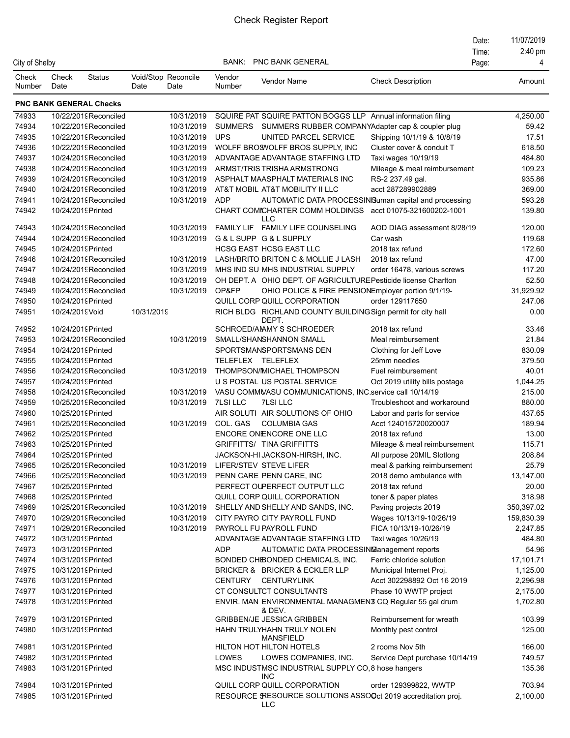# Check Register Report

City of Shelby

BANK: PNC BANK GENERAL

Date: 11/07/2019
Time: 2:40 pm

| Check Number | Check Date | Status | Void/Stop Date | Reconcile Date | Vendor Number | Vendor Name | Check Description | Amount |
|---|---|---|---|---|---|---|---|---|
| **PNC BANK GENERAL Checks** | | | | | | | | |
| 74933 | 10/22/2019 | Reconciled | | 10/31/2019 | SQUIRE PAT | SQUIRE PATTON BOGGS LLP | Annual information filing | 4,250.00 |
| 74934 | 10/22/2019 | Reconciled | | 10/31/2019 | SUMMERS | SUMMERS RUBBER COMPANY | Adapter cap & coupler plug | 59.42 |
| 74935 | 10/22/2019 | Reconciled | | 10/31/2019 | UPS | UNITED PARCEL SERVICE | Shipping 10/1/19 & 10/8/19 | 17.51 |
| 74936 | 10/22/2019 | Reconciled | | 10/31/2019 | WOLFF BROS | WOLFF BROS SUPPLY, INC | Cluster cover & conduit T | 618.50 |
| 74937 | 10/24/2019 | Reconciled | | 10/31/2019 | ADVANTAGE | ADVANTAGE STAFFING LTD | Taxi wages 10/19/19 | 484.80 |
| 74938 | 10/24/2019 | Reconciled | | 10/31/2019 | ARMST/TRIS | TRISHA ARMSTRONG | Mileage & meal reimbursement | 109.23 |
| 74939 | 10/24/2019 | Reconciled | | 10/31/2019 | ASPHALT MA | ASPHALT MATERIALS INC | RS-2 237.49 gal. | 935.86 |
| 74940 | 10/24/2019 | Reconciled | | 10/31/2019 | AT&T MOBIL | AT&T MOBILITY II LLC | acct 287289902889 | 369.00 |
| 74941 | 10/24/2019 | Reconciled | | 10/31/2019 | ADP | AUTOMATIC DATA PROCESSING | Human capital and processing | 593.28 |
| 74942 | 10/24/2019 | Printed | | | CHART COM | CHARTER COMM HOLDINGS LLC | acct 01075-321600202-1001 | 139.80 |
| 74943 | 10/24/2019 | Reconciled | | 10/31/2019 | FAMILY LIF | FAMILY LIFE COUNSELING | AOD DIAG assessment 8/28/19 | 120.00 |
| 74944 | 10/24/2019 | Reconciled | | 10/31/2019 | G & L SUPP | G & L SUPPLY | Car wash | 119.68 |
| 74945 | 10/24/2019 | Printed | | | HCSG EAST | HCSG EAST LLC | 2018 tax refund | 172.60 |
| 74946 | 10/24/2019 | Reconciled | | 10/31/2019 | LASH/BRITO | BRITON C & MOLLIE J LASH | 2018 tax refund | 47.00 |
| 74947 | 10/24/2019 | Reconciled | | 10/31/2019 | MHS IND SU | MHS INDUSTRIAL SUPPLY | order 16478, various screws | 117.20 |
| 74948 | 10/24/2019 | Reconciled | | 10/31/2019 | OH DEPT. A | OHIO DEPT. OF AGRICULTURE | Pesticide license Charlton | 52.50 |
| 74949 | 10/24/2019 | Reconciled | | 10/31/2019 | OP&FP | OHIO POLICE & FIRE PENSION | Employer portion 9/1/19- | 31,929.92 |
| 74950 | 10/24/2019 | Printed | | | QUILL CORP | QUILL CORPORATION | order 129117650 | 247.06 |
| 74951 | 10/24/2019 | Void | 10/31/2019 | | RICH BLDG | RICHLAND COUNTY BUILDING DEPT. | Sign permit for city hall | 0.00 |
| 74952 | 10/24/2019 | Printed | | | SCHROED/AM | AMY S SCHROEDER | 2018 tax refund | 33.46 |
| 74953 | 10/24/2019 | Reconciled | | 10/31/2019 | SMALL/SHAN | SHANNON SMALL | Meal reimbursement | 21.84 |
| 74954 | 10/24/2019 | Printed | | | SPORTSMANS | SPORTSMANS DEN | Clothing for Jeff Love | 830.09 |
| 74955 | 10/24/2019 | Printed | | | TELEFLEX | TELEFLEX | 25mm needles | 379.50 |
| 74956 | 10/24/2019 | Reconciled | | 10/31/2019 | THOMPSON/M | MICHAEL THOMPSON | Fuel reimbursement | 40.01 |
| 74957 | 10/24/2019 | Printed | | | U S POSTAL | US POSTAL SERVICE | Oct 2019 utility bills postage | 1,044.25 |
| 74958 | 10/24/2019 | Reconciled | | 10/31/2019 | VASU COMM | VASU COMMUNICATIONS, INC. | service call 10/14/19 | 215.00 |
| 74959 | 10/25/2019 | Reconciled | | 10/31/2019 | 7LSI LLC | 7LSI LLC | Troubleshoot and workaround | 880.00 |
| 74960 | 10/25/2019 | Printed | | | AIR SOLUTI | AIR SOLUTIONS OF OHIO | Labor and parts for service | 437.65 |
| 74961 | 10/25/2019 | Reconciled | | 10/31/2019 | COL. GAS | COLUMBIA GAS | Acct 124015720020007 | 189.94 |
| 74962 | 10/25/2019 | Printed | | | ENCORE ONE | ENCORE ONE LLC | 2018 tax refund | 13.00 |
| 74963 | 10/25/2019 | Printed | | | GRIFFITTS/ | TINA GRIFFITTS | Mileage & meal reimbursement | 115.71 |
| 74964 | 10/25/2019 | Printed | | | JACKSON-HI | JACKSON-HIRSH, INC. | All purpose 20MIL Slotlong | 208.84 |
| 74965 | 10/25/2019 | Reconciled | | 10/31/2019 | LIFER/STEV | STEVE LIFER | meal & parking reimbursement | 25.79 |
| 74966 | 10/25/2019 | Reconciled | | 10/31/2019 | PENN CARE | PENN CARE, INC | 2018 demo ambulance with | 13,147.00 |
| 74967 | 10/25/2019 | Printed | | | PERFECT OU | PERFECT OUTPUT LLC | 2018 tax refund | 20.00 |
| 74968 | 10/25/2019 | Printed | | | QUILL CORP | QUILL CORPORATION | toner & paper plates | 318.98 |
| 74969 | 10/25/2019 | Reconciled | | 10/31/2019 | SHELLY AND | SHELLY AND SANDS, INC. | Paving projects 2019 | 350,397.02 |
| 74970 | 10/29/2019 | Reconciled | | 10/31/2019 | CITY PAYRO | CITY PAYROLL FUND | Wages 10/13/19-10/26/19 | 159,830.39 |
| 74971 | 10/29/2019 | Reconciled | | 10/31/2019 | PAYROLL FU | PAYROLL FUND | FICA 10/13/19-10/26/19 | 2,247.85 |
| 74972 | 10/31/2019 | Printed | | | ADVANTAGE | ADVANTAGE STAFFING LTD | Taxi wages 10/26/19 | 484.80 |
| 74973 | 10/31/2019 | Printed | | | ADP | AUTOMATIC DATA PROCESSING | Management reports | 54.96 |
| 74974 | 10/31/2019 | Printed | | | BONDED CHE | BONDED CHEMICALS, INC. | Ferric chloride solution | 17,101.71 |
| 74975 | 10/31/2019 | Printed | | | BRICKER & | BRICKER & ECKLER LLP | Municipal Internet Proj. | 1,125.00 |
| 74976 | 10/31/2019 | Printed | | | CENTURY | CENTURYLINK | Acct 302298892 Oct 16 2019 | 2,296.98 |
| 74977 | 10/31/2019 | Printed | | | CT CONSULT | CT CONSULTANTS | Phase 10 WWTP project | 2,175.00 |
| 74978 | 10/31/2019 | Printed | | | ENVIR. MAN | ENVIRONMENTAL MANAGMENT & DEV. | 3 CQ Regular 55 gal drum | 1,702.80 |
| 74979 | 10/31/2019 | Printed | | | GRIBBEN/JE | JESSICA GRIBBEN | Reimbursement for wreath | 103.99 |
| 74980 | 10/31/2019 | Printed | | | HAHN TRULY | HAHN TRULY NOLEN MANSFIELD | Monthly pest control | 125.00 |
| 74981 | 10/31/2019 | Printed | | | HILTON HOT | HILTON HOTELS | 2 rooms Nov 5th | 166.00 |
| 74982 | 10/31/2019 | Printed | | | LOWES | LOWES COMPANIES, INC. | Service Dept purchase 10/14/19 | 749.57 |
| 74983 | 10/31/2019 | Printed | | | MSC INDUST | MSC INDUSTRIAL SUPPLY CO, INC | 8 hose hangers | 135.36 |
| 74984 | 10/31/2019 | Printed | | | QUILL CORP | QUILL CORPORATION | order 129399822, WWTP | 703.94 |
| 74985 | 10/31/2019 | Printed | | | RESOURCE S | RESOURCE SOLUTIONS ASSOC LLC | Oct 2019 accreditation proj. | 2,100.00 |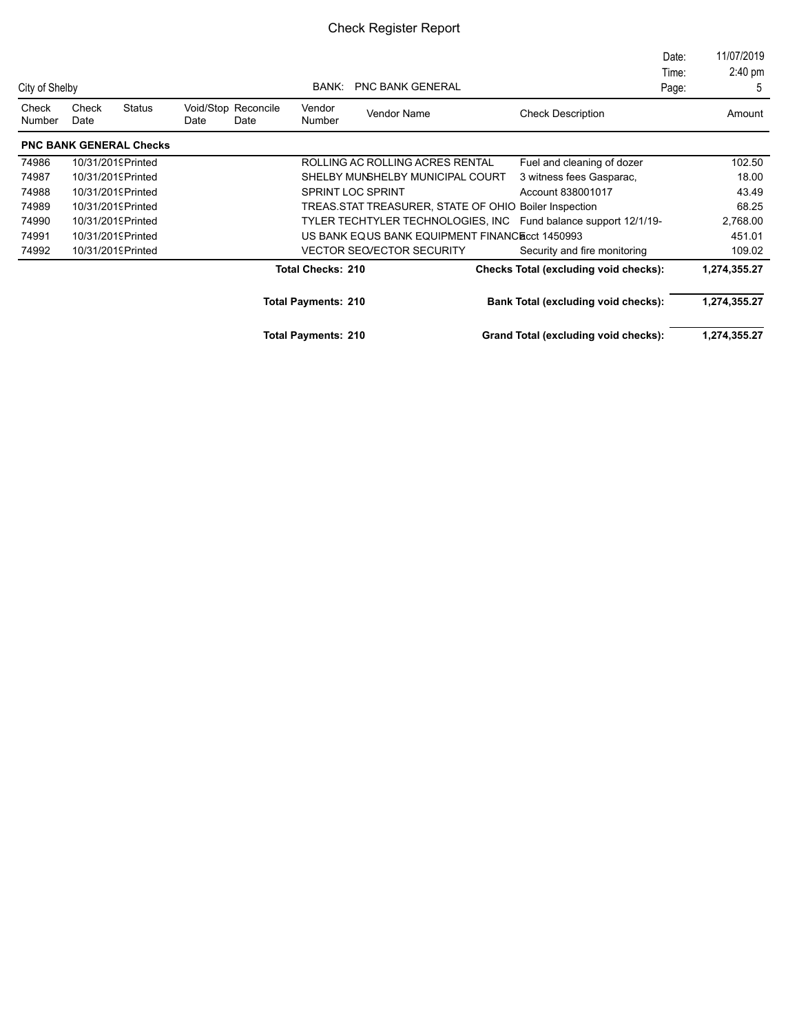# Check Register Report

City of Shelby

BANK: PNC BANK GENERAL

Date: 11/07/2019
Time: 2:40 pm
Page: 5

| Check Number | Check Date | Status | Void/Stop Date | Reconcile Date | Vendor Number | Vendor Name | Check Description | Amount |
|---|---|---|---|---|---|---|---|---|
| **PNC BANK GENERAL Checks** | | | | | | | | |
| 74986 | 10/31/2019 | Printed | | | ROLLING AC | ROLLING ACRES RENTAL | Fuel and cleaning of dozer | 102.50 |
| 74987 | 10/31/2019 | Printed | | | SHELBY MUN | SHELBY MUNICIPAL COURT | 3 witness fees Gasparac, | 18.00 |
| 74988 | 10/31/2019 | Printed | | | SPRINT LOC | SPRINT | Account 838001017 | 43.49 |
| 74989 | 10/31/2019 | Printed | | | TREAS.STAT | TREASURER, STATE OF OHIO | Boiler Inspection | 68.25 |
| 74990 | 10/31/2019 | Printed | | | TYLER TECH | TYLER TECHNOLOGIES, INC | Fund balance support 12/1/19- | 2,768.00 |
| 74991 | 10/31/2019 | Printed | | | US BANK EQ | US BANK EQUIPMENT FINANCE | Acct 1450993 | 451.01 |
| 74992 | 10/31/2019 | Printed | | | VECTOR SEC | VECTOR SECURITY | Security and fire monitoring | 109.02 |

**Total Checks: 210** — **Checks Total (excluding void checks): 1,274,355.27**

**Total Payments: 210** — **Bank Total (excluding void checks): 1,274,355.27**

**Total Payments: 210** — **Grand Total (excluding void checks): 1,274,355.27**